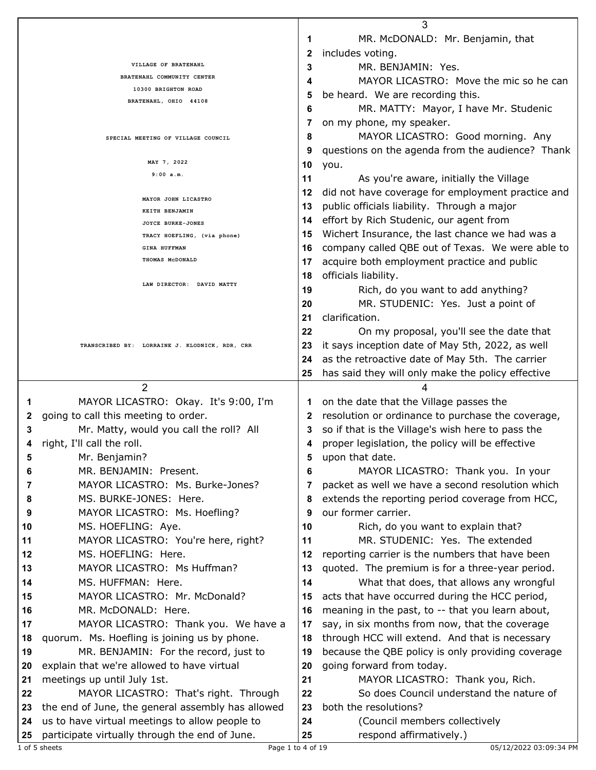VILLAGE OF BRATENAHL
BRATENAHL COMMUNITY CENTER
10300 BRIGHTON ROAD
BRATENAHL, OHIO 44108

SPECIAL MEETING OF VILLAGE COUNCIL

MAY 7, 2022
9:00 a.m.

MAYOR JOHN LICASTRO
KEITH BENJAMIN
JOYCE BURKE-JONES
TRACY HOEFLING, (via phone)
GINA HUFFMAN
THOMAS McDONALD

LAW DIRECTOR: DAVID MATTY

TRANSCRIBED BY: LORRAINE J. KLODNICK, RDR, CRR

---

1 MAYOR LICASTRO: Okay. It's 9:00, I'm
2 going to call this meeting to order.
3 Mr. Matty, would you call the roll? All
4 right, I'll call the roll.
5 Mr. Benjamin?
6 MR. BENJAMIN: Present.
7 MAYOR LICASTRO: Ms. Burke-Jones?
8 MS. BURKE-JONES: Here.
9 MAYOR LICASTRO: Ms. Hoefling?
10 MS. HOEFLING: Aye.
11 MAYOR LICASTRO: You're here, right?
12 MS. HOEFLING: Here.
13 MAYOR LICASTRO: Ms Huffman?
14 MS. HUFFMAN: Here.
15 MAYOR LICASTRO: Mr. McDonald?
16 MR. McDONALD: Here.
17 MAYOR LICASTRO: Thank you. We have a
18 quorum. Ms. Hoefling is joining us by phone.
19 MR. BENJAMIN: For the record, just to
20 explain that we're allowed to have virtual
21 meetings up until July 1st.
22 MAYOR LICASTRO: That's right. Through
23 the end of June, the general assembly has allowed
24 us to have virtual meetings to allow people to
25 participate virtually through the end of June.

---

1 MR. McDONALD: Mr. Benjamin, that
2 includes voting.
3 MR. BENJAMIN: Yes.
4 MAYOR LICASTRO: Move the mic so he can
5 be heard. We are recording this.
6 MR. MATTY: Mayor, I have Mr. Studenic
7 on my phone, my speaker.
8 MAYOR LICASTRO: Good morning. Any
9 questions on the agenda from the audience? Thank
10 you.
11 As you're aware, initially the Village
12 did not have coverage for employment practice and
13 public officials liability. Through a major
14 effort by Rich Studenic, our agent from
15 Wichert Insurance, the last chance we had was a
16 company called QBE out of Texas. We were able to
17 acquire both employment practice and public
18 officials liability.
19 Rich, do you want to add anything?
20 MR. STUDENIC: Yes. Just a point of
21 clarification.
22 On my proposal, you'll see the date that
23 it says inception date of May 5th, 2022, as well
24 as the retroactive date of May 5th. The carrier
25 has said they will only make the policy effective

---

1 on the date that the Village passes the
2 resolution or ordinance to purchase the coverage,
3 so if that is the Village's wish here to pass the
4 proper legislation, the policy will be effective
5 upon that date.
6 MAYOR LICASTRO: Thank you. In your
7 packet as well we have a second resolution which
8 extends the reporting period coverage from HCC,
9 our former carrier.
10 Rich, do you want to explain that?
11 MR. STUDENIC: Yes. The extended
12 reporting carrier is the numbers that have been
13 quoted. The premium is for a three-year period.
14 What that does, that allows any wrongful
15 acts that have occurred during the HCC period,
16 meaning in the past, to -- that you learn about,
17 say, in six months from now, that the coverage
18 through HCC will extend. And that is necessary
19 because the QBE policy is only providing coverage
20 going forward from today.
21 MAYOR LICASTRO: Thank you, Rich.
22 So does Council understand the nature of
23 both the resolutions?
24 (Council members collectively
25 respond affirmatively.)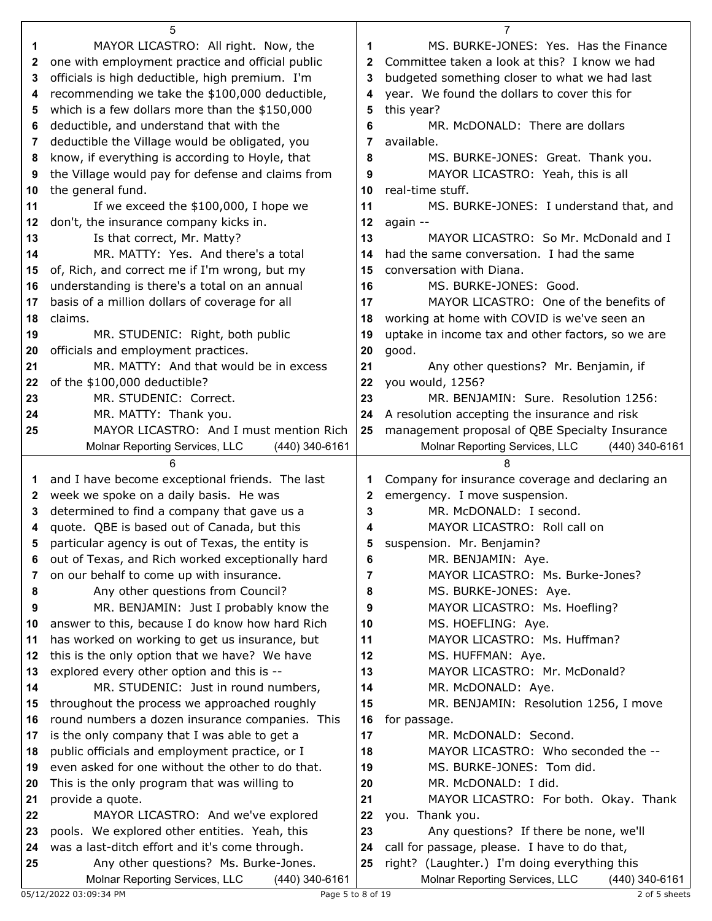MAYOR LICASTRO: All right. Now, the one with employment practice and official public officials is high deductible, high premium. I'm recommending we take the $100,000 deductible, which is a few dollars more than the $150,000 deductible, and understand that with the deductible the Village would be obligated, you know, if everything is according to Hoyle, that the Village would pay for defense and claims from the general fund.

If we exceed the $100,000, I hope we don't, the insurance company kicks in.

Is that correct, Mr. Matty?

MR. MATTY: Yes. And there's a total of, Rich, and correct me if I'm wrong, but my understanding is there's a total on an annual basis of a million dollars of coverage for all claims.

MR. STUDENIC: Right, both public officials and employment practices.

MR. MATTY: And that would be in excess of the $100,000 deductible?

MR. STUDENIC: Correct.

MR. MATTY: Thank you.

MAYOR LICASTRO: And I must mention Rich and I have become exceptional friends. The last week we spoke on a daily basis. He was determined to find a company that gave us a quote. QBE is based out of Canada, but this particular agency is out of Texas, the entity is out of Texas, and Rich worked exceptionally hard on our behalf to come up with insurance.

Any other questions from Council?

MR. BENJAMIN: Just I probably know the answer to this, because I do know how hard Rich has worked on working to get us insurance, but this is the only option that we have? We have explored every other option and this is --

MR. STUDENIC: Just in round numbers, throughout the process we approached roughly round numbers a dozen insurance companies. This is the only company that I was able to get a public officials and employment practice, or I even asked for one without the other to do that. This is the only program that was willing to provide a quote.

MAYOR LICASTRO: And we've explored pools. We explored other entities. Yeah, this was a last-ditch effort and it's come through.

Any other questions? Ms. Burke-Jones.

MS. BURKE-JONES: Yes. Has the Finance Committee taken a look at this? I know we had budgeted something closer to what we had last year. We found the dollars to cover this for this year?

MR. McDONALD: There are dollars available.

MS. BURKE-JONES: Great. Thank you.

MAYOR LICASTRO: Yeah, this is all real-time stuff.

MS. BURKE-JONES: I understand that, and again --

MAYOR LICASTRO: So Mr. McDonald and I had the same conversation. I had the same conversation with Diana.

MS. BURKE-JONES: Good.

MAYOR LICASTRO: One of the benefits of working at home with COVID is we've seen an uptake in income tax and other factors, so we are good.

Any other questions? Mr. Benjamin, if you would, 1256?

MR. BENJAMIN: Sure. Resolution 1256: A resolution accepting the insurance and risk management proposal of QBE Specialty Insurance Company for insurance coverage and declaring an emergency. I move suspension.

MR. McDONALD: I second.

MAYOR LICASTRO: Roll call on suspension. Mr. Benjamin?

MR. BENJAMIN: Aye.

MAYOR LICASTRO: Ms. Burke-Jones?

MS. BURKE-JONES: Aye.

MAYOR LICASTRO: Ms. Hoefling?

MS. HOEFLING: Aye.

MAYOR LICASTRO: Ms. Huffman?

MS. HUFFMAN: Aye.

MAYOR LICASTRO: Mr. McDonald?

MR. McDONALD: Aye.

MR. BENJAMIN: Resolution 1256, I move for passage.

MR. McDONALD: Second.

MAYOR LICASTRO: Who seconded the --

MS. BURKE-JONES: Tom did.

MR. McDONALD: I did.

MAYOR LICASTRO: For both. Okay. Thank you. Thank you.

Any questions? If there be none, we'll call for passage, please. I have to do that, right? (Laughter.) I'm doing everything this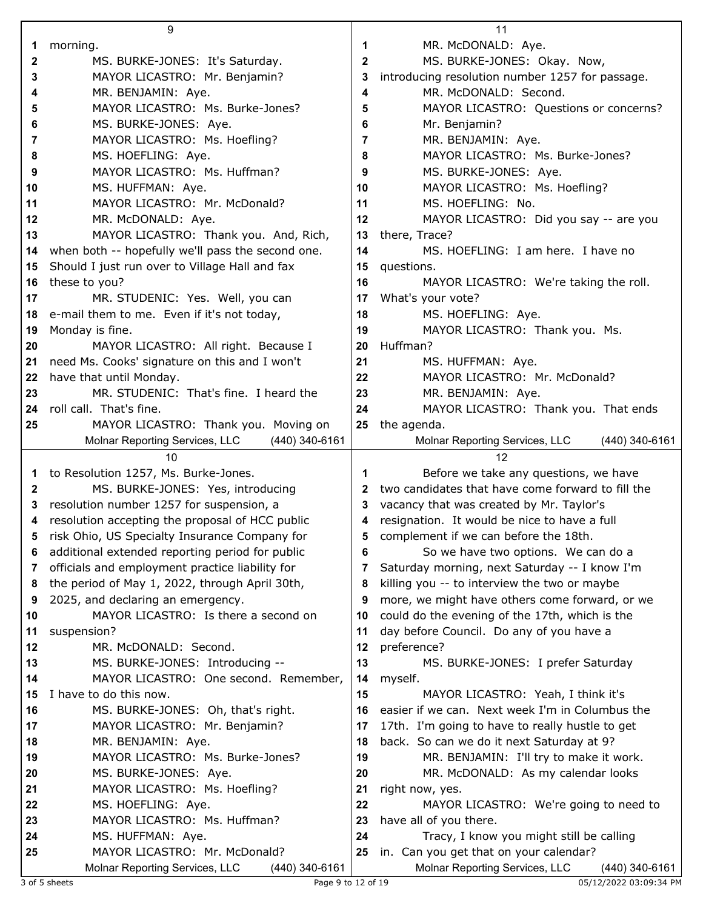morning.

MS. BURKE-JONES: It's Saturday.

MAYOR LICASTRO: Mr. Benjamin?

MR. BENJAMIN: Aye.

MAYOR LICASTRO: Ms. Burke-Jones?

MS. BURKE-JONES: Aye.

MAYOR LICASTRO: Ms. Hoefling?

MS. HOEFLING: Aye.

MAYOR LICASTRO: Ms. Huffman?

MS. HUFFMAN: Aye.

MAYOR LICASTRO: Mr. McDonald?

MR. McDONALD: Aye.

MAYOR LICASTRO: Thank you. And, Rich, when both -- hopefully we'll pass the second one. Should I just run over to Village Hall and fax these to you?

MR. STUDENIC: Yes. Well, you can e-mail them to me. Even if it's not today, Monday is fine.

MAYOR LICASTRO: All right. Because I need Ms. Cooks' signature on this and I won't have that until Monday.

MR. STUDENIC: That's fine. I heard the roll call. That's fine.

MAYOR LICASTRO: Thank you. Moving on to Resolution 1257, Ms. Burke-Jones.

MS. BURKE-JONES: Yes, introducing resolution number 1257 for suspension, a resolution accepting the proposal of HCC public risk Ohio, US Specialty Insurance Company for additional extended reporting period for public officials and employment practice liability for the period of May 1, 2022, through April 30th, 2025, and declaring an emergency.

MAYOR LICASTRO: Is there a second on suspension?

MR. McDONALD: Second.

MS. BURKE-JONES: Introducing --

MAYOR LICASTRO: One second. Remember, I have to do this now.

MS. BURKE-JONES: Oh, that's right.

MAYOR LICASTRO: Mr. Benjamin?

MR. BENJAMIN: Aye.

MAYOR LICASTRO: Ms. Burke-Jones?

MS. BURKE-JONES: Aye.

MAYOR LICASTRO: Ms. Hoefling?

MS. HOEFLING: Aye.

MAYOR LICASTRO: Ms. Huffman?

MS. HUFFMAN: Aye.

MAYOR LICASTRO: Mr. McDonald?

MR. McDONALD: Aye.

MS. BURKE-JONES: Okay. Now, introducing resolution number 1257 for passage.

MR. McDONALD: Second.

MAYOR LICASTRO: Questions or concerns? Mr. Benjamin?

MR. BENJAMIN: Aye.

MAYOR LICASTRO: Ms. Burke-Jones?

MS. BURKE-JONES: Aye.

MAYOR LICASTRO: Ms. Hoefling?

MS. HOEFLING: No.

MAYOR LICASTRO: Did you say -- are you there, Trace?

MS. HOEFLING: I am here. I have no questions.

MAYOR LICASTRO: We're taking the roll. What's your vote?

MS. HOEFLING: Aye.

MAYOR LICASTRO: Thank you. Ms. Huffman?

MS. HUFFMAN: Aye.

MAYOR LICASTRO: Mr. McDonald?

MR. BENJAMIN: Aye.

MAYOR LICASTRO: Thank you. That ends the agenda.

Before we take any questions, we have two candidates that have come forward to fill the vacancy that was created by Mr. Taylor's resignation. It would be nice to have a full complement if we can before the 18th.

So we have two options. We can do a Saturday morning, next Saturday -- I know I'm killing you -- to interview the two or maybe more, we might have others come forward, or we could do the evening of the 17th, which is the day before Council. Do any of you have a preference?

MS. BURKE-JONES: I prefer Saturday myself.

MAYOR LICASTRO: Yeah, I think it's easier if we can. Next week I'm in Columbus the 17th. I'm going to have to really hustle to get back. So can we do it next Saturday at 9?

MR. BENJAMIN: I'll try to make it work.

MR. McDONALD: As my calendar looks right now, yes.

MAYOR LICASTRO: We're going to need to have all of you there.

Tracy, I know you might still be calling in. Can you get that on your calendar?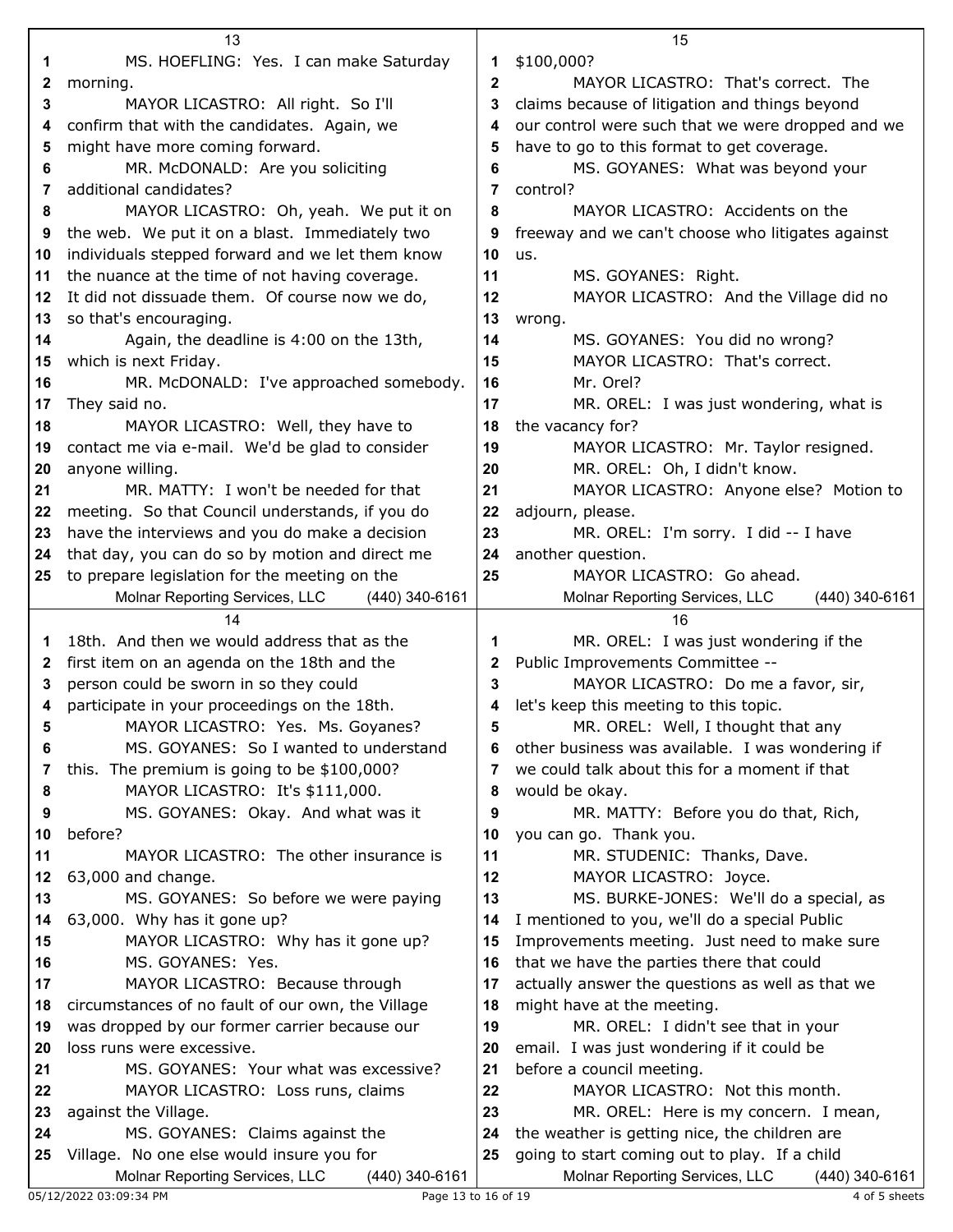MS. HOEFLING: Yes. I can make Saturday morning.

MAYOR LICASTRO: All right. So I'll confirm that with the candidates. Again, we might have more coming forward.

MR. McDONALD: Are you soliciting additional candidates?

MAYOR LICASTRO: Oh, yeah. We put it on the web. We put it on a blast. Immediately two individuals stepped forward and we let them know the nuance at the time of not having coverage. It did not dissuade them. Of course now we do, so that's encouraging.

Again, the deadline is 4:00 on the 13th, which is next Friday.

MR. McDONALD: I've approached somebody. They said no.

MAYOR LICASTRO: Well, they have to contact me via e-mail. We'd be glad to consider anyone willing.

MR. MATTY: I won't be needed for that meeting. So that Council understands, if you do have the interviews and you do make a decision that day, you can do so by motion and direct me to prepare legislation for the meeting on the 18th. And then we would address that as the first item on an agenda on the 18th and the person could be sworn in so they could participate in your proceedings on the 18th.

MAYOR LICASTRO: Yes. Ms. Goyanes?

MS. GOYANES: So I wanted to understand this. The premium is going to be $100,000?

MAYOR LICASTRO: It's $111,000.

MS. GOYANES: Okay. And what was it before?

MAYOR LICASTRO: The other insurance is 63,000 and change.

MS. GOYANES: So before we were paying 63,000. Why has it gone up?

MAYOR LICASTRO: Why has it gone up?

MS. GOYANES: Yes.

MAYOR LICASTRO: Because through circumstances of no fault of our own, the Village was dropped by our former carrier because our loss runs were excessive.

MS. GOYANES: Your what was excessive?

MAYOR LICASTRO: Loss runs, claims against the Village.

MS. GOYANES: Claims against the Village. No one else would insure you for $100,000?

MAYOR LICASTRO: That's correct. The claims because of litigation and things beyond our control were such that we were dropped and we have to go to this format to get coverage.

MS. GOYANES: What was beyond your control?

MAYOR LICASTRO: Accidents on the freeway and we can't choose who litigates against us.

MS. GOYANES: Right.

MAYOR LICASTRO: And the Village did no wrong.

MS. GOYANES: You did no wrong?

MAYOR LICASTRO: That's correct.

Mr. Orel?

MR. OREL: I was just wondering, what is the vacancy for?

MAYOR LICASTRO: Mr. Taylor resigned.

MR. OREL: Oh, I didn't know.

MAYOR LICASTRO: Anyone else? Motion to adjourn, please.

MR. OREL: I'm sorry. I did -- I have another question.

MAYOR LICASTRO: Go ahead.

MR. OREL: I was just wondering if the Public Improvements Committee --

MAYOR LICASTRO: Do me a favor, sir, let's keep this meeting to this topic.

MR. OREL: Well, I thought that any other business was available. I was wondering if we could talk about this for a moment if that would be okay.

MR. MATTY: Before you do that, Rich, you can go. Thank you.

MR. STUDENIC: Thanks, Dave.

MAYOR LICASTRO: Joyce.

MS. BURKE-JONES: We'll do a special, as I mentioned to you, we'll do a special Public Improvements meeting. Just need to make sure that we have the parties there that could actually answer the questions as well as that we might have at the meeting.

MR. OREL: I didn't see that in your email. I was just wondering if it could be before a council meeting.

MAYOR LICASTRO: Not this month.

MR. OREL: Here is my concern. I mean, the weather is getting nice, the children are going to start coming out to play. If a child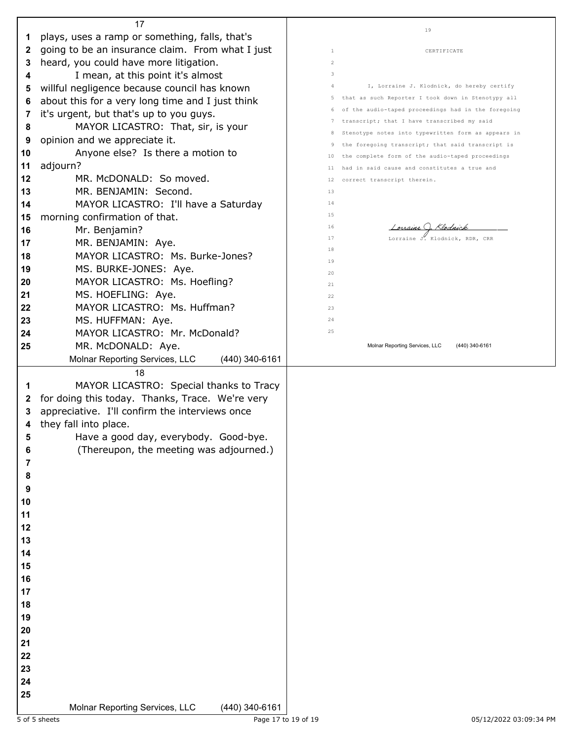plays, uses a ramp or something, falls, that's going to be an insurance claim. From what I just heard, you could have more litigation.

I mean, at this point it's almost willful negligence because council has known about this for a very long time and I just think it's urgent, but that's up to you guys.

MAYOR LICASTRO: That, sir, is your opinion and we appreciate it.

Anyone else? Is there a motion to adjourn?

MR. McDONALD: So moved.

MR. BENJAMIN: Second.

MAYOR LICASTRO: I'll have a Saturday morning confirmation of that.

Mr. Benjamin?

MR. BENJAMIN: Aye.

MAYOR LICASTRO: Ms. Burke-Jones?

MS. BURKE-JONES: Aye.

MAYOR LICASTRO: Ms. Hoefling?

MS. HOEFLING: Aye.

MAYOR LICASTRO: Ms. Huffman?

MS. HUFFMAN: Aye.

MAYOR LICASTRO: Mr. McDonald?

MR. McDONALD: Aye.

MAYOR LICASTRO: Special thanks to Tracy for doing this today. Thanks, Trace. We're very appreciative. I'll confirm the interviews once they fall into place.

Have a good day, everybody. Good-bye.

(Thereupon, the meeting was adjourned.)

## CERTIFICATE

I, Lorraine J. Klodnick, do hereby certify that as such Reporter I took down in Stenotypy all of the audio-taped proceedings had in the foregoing transcript; that I have transcribed my said Stenotype notes into typewritten form as appears in the foregoing transcript; that said transcript is the complete form of the audio-taped proceedings had in said cause and constitutes a true and correct transcript therein.

*Lorraine J. Klodnick*

Lorraine J. Klodnick, RDR, CRR